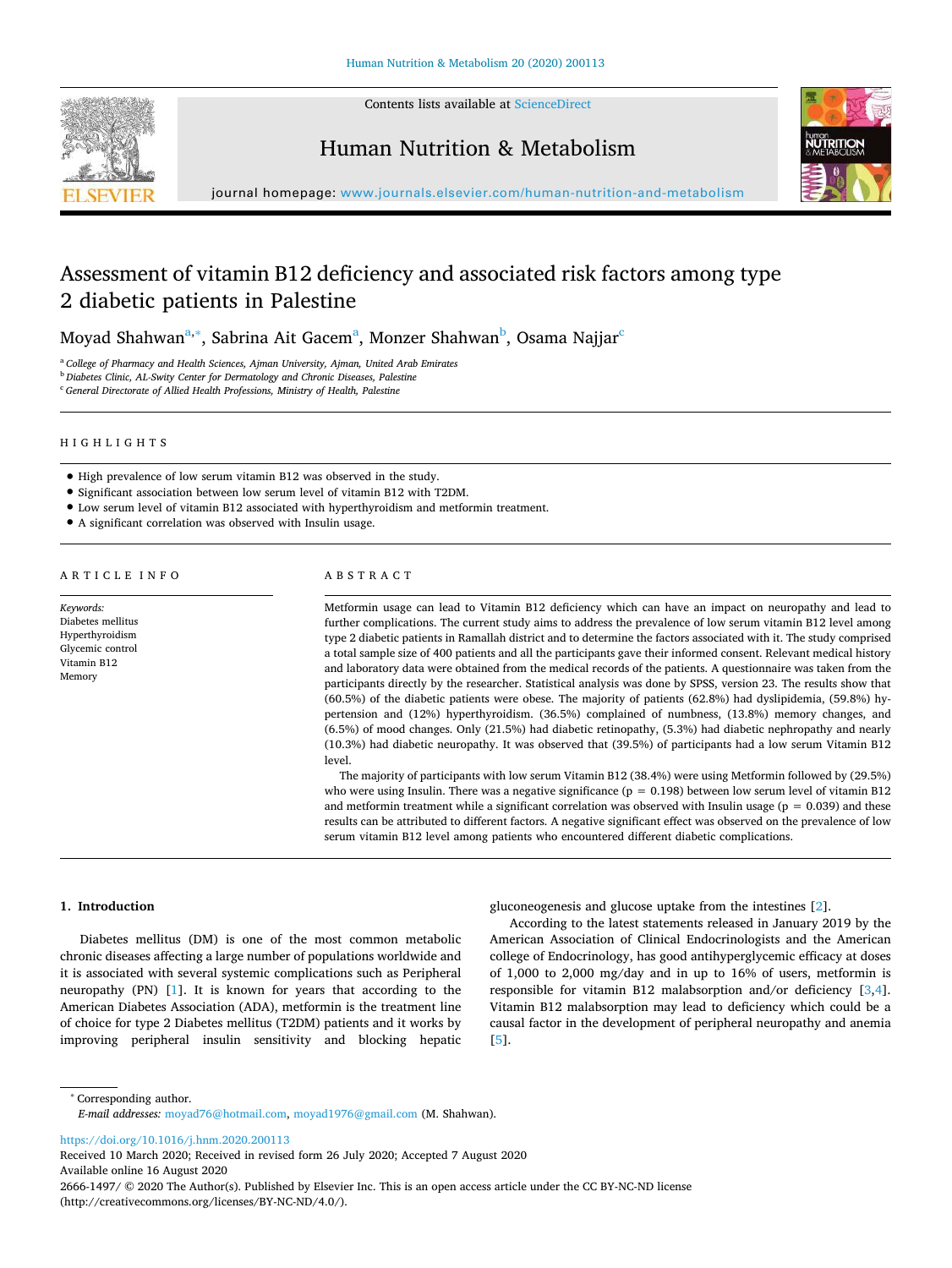# Assessment of vitamin B12 deficiency and associated risk factors among type 2 diabetic patients in Palestine

Moyad Shahwan[a,*], Sabrina Ait Gacem[a], Monzer Shahwan[b], Osama Najjar[c]

[a] College of Pharmacy and Health Sciences, Ajman University, Ajman, United Arab Emirates
[b] Diabetes Clinic, AL-Swity Center for Dermatology and Chronic Diseases, Palestine
[c] General Directorate of Allied Health Professions, Ministry of Health, Palestine

## HIGHLIGHTS

- High prevalence of low serum vitamin B12 was observed in the study.
- Significant association between low serum level of vitamin B12 with T2DM.
- Low serum level of vitamin B12 associated with hyperthyroidism and metformin treatment.
- A significant correlation was observed with Insulin usage.

## ARTICLE INFO

*Keywords:*
Diabetes mellitus
Hyperthyroidism
Glycemic control
Vitamin B12
Memory

## ABSTRACT

Metformin usage can lead to Vitamin B12 deficiency which can have an impact on neuropathy and lead to further complications. The current study aims to address the prevalence of low serum vitamin B12 level among type 2 diabetic patients in Ramallah district and to determine the factors associated with it. The study comprised a total sample size of 400 patients and all the participants gave their informed consent. Relevant medical history and laboratory data were obtained from the medical records of the patients. A questionnaire was taken from the participants directly by the researcher. Statistical analysis was done by SPSS, version 23. The results show that (60.5%) of the diabetic patients were obese. The majority of patients (62.8%) had dyslipidemia, (59.8%) hypertension and (12%) hyperthyroidism. (36.5%) complained of numbness, (13.8%) memory changes, and (6.5%) of mood changes. Only (21.5%) had diabetic retinopathy, (5.3%) had diabetic nephropathy and nearly (10.3%) had diabetic neuropathy. It was observed that (39.5%) of participants had a low serum Vitamin B12 level.

The majority of participants with low serum Vitamin B12 (38.4%) were using Metformin followed by (29.5%) who were using Insulin. There was a negative significance ($p = 0.198$) between low serum level of vitamin B12 and metformin treatment while a significant correlation was observed with Insulin usage ($p = 0.039$) and these results can be attributed to different factors. A negative significant effect was observed on the prevalence of low serum vitamin B12 level among patients who encountered different diabetic complications.

## 1. Introduction

Diabetes mellitus (DM) is one of the most common metabolic chronic diseases affecting a large number of populations worldwide and it is associated with several systemic complications such as Peripheral neuropathy (PN) [1]. It is known for years that according to the American Diabetes Association (ADA), metformin is the treatment line of choice for type 2 Diabetes mellitus (T2DM) patients and it works by improving peripheral insulin sensitivity and blocking hepatic gluconeogenesis and glucose uptake from the intestines [2].

According to the latest statements released in January 2019 by the American Association of Clinical Endocrinologists and the American college of Endocrinology, has good antihyperglycemic efficacy at doses of 1,000 to 2,000 mg/day and in up to 16% of users, metformin is responsible for vitamin B12 malabsorption and/or deficiency [3,4]. Vitamin B12 malabsorption may lead to deficiency which could be a causal factor in the development of peripheral neuropathy and anemia [5].

* Corresponding author.
*E-mail addresses:* moyad76@hotmail.com, moyad1976@gmail.com (M. Shahwan).

https://doi.org/10.1016/j.hnm.2020.200113
Received 10 March 2020; Received in revised form 26 July 2020; Accepted 7 August 2020
Available online 16 August 2020
2666-1497/ © 2020 The Author(s). Published by Elsevier Inc. This is an open access article under the CC BY-NC-ND license (http://creativecommons.org/licenses/BY-NC-ND/4.0/).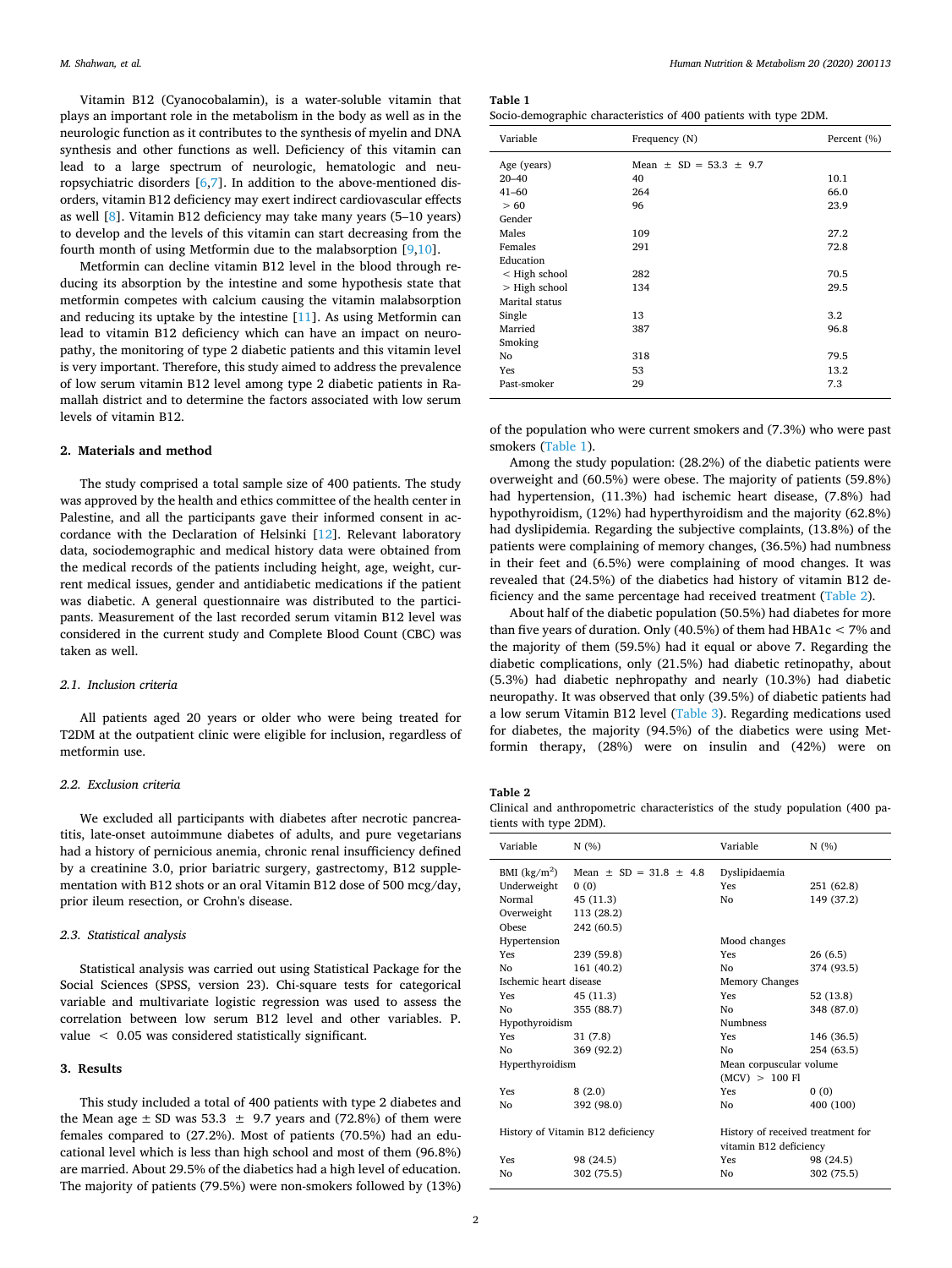Vitamin B12 (Cyanocobalamin), is a water-soluble vitamin that plays an important role in the metabolism in the body as well as in the neurologic function as it contributes to the synthesis of myelin and DNA synthesis and other functions as well. Deficiency of this vitamin can lead to a large spectrum of neurologic, hematologic and neuropsychiatric disorders [6,7]. In addition to the above-mentioned disorders, vitamin B12 deficiency may exert indirect cardiovascular effects as well [8]. Vitamin B12 deficiency may take many years (5–10 years) to develop and the levels of this vitamin can start decreasing from the fourth month of using Metformin due to the malabsorption [9,10].

Metformin can decline vitamin B12 level in the blood through reducing its absorption by the intestine and some hypothesis state that metformin competes with calcium causing the vitamin malabsorption and reducing its uptake by the intestine [11]. As using Metformin can lead to vitamin B12 deficiency which can have an impact on neuropathy, the monitoring of type 2 diabetic patients and this vitamin level is very important. Therefore, this study aimed to address the prevalence of low serum vitamin B12 level among type 2 diabetic patients in Ramallah district and to determine the factors associated with low serum levels of vitamin B12.

## 2. Materials and method

The study comprised a total sample size of 400 patients. The study was approved by the health and ethics committee of the health center in Palestine, and all the participants gave their informed consent in accordance with the Declaration of Helsinki [12]. Relevant laboratory data, sociodemographic and medical history data were obtained from the medical records of the patients including height, age, weight, current medical issues, gender and antidiabetic medications if the patient was diabetic. A general questionnaire was distributed to the participants. Measurement of the last recorded serum vitamin B12 level was considered in the current study and Complete Blood Count (CBC) was taken as well.

### 2.1. Inclusion criteria

All patients aged 20 years or older who were being treated for T2DM at the outpatient clinic were eligible for inclusion, regardless of metformin use.

### 2.2. Exclusion criteria

We excluded all participants with diabetes after necrotic pancreatitis, late-onset autoimmune diabetes of adults, and pure vegetarians had a history of pernicious anemia, chronic renal insufficiency defined by a creatinine 3.0, prior bariatric surgery, gastrectomy, B12 supplementation with B12 shots or an oral Vitamin B12 dose of 500 mcg/day, prior ileum resection, or Crohn's disease.

### 2.3. Statistical analysis

Statistical analysis was carried out using Statistical Package for the Social Sciences (SPSS, version 23). Chi-square tests for categorical variable and multivariate logistic regression was used to assess the correlation between low serum B12 level and other variables. P. value $< 0.05$ was considered statistically significant.

## 3. Results

This study included a total of 400 patients with type 2 diabetes and the Mean ± SD was 53.3 ± 9.7 years and (72.8%) of them were females compared to (27.2%). Most of patients (70.5%) had an educational level which is less than high school and most of them (96.8%) are married. About 29.5% of the diabetics had a high level of education. The majority of patients (79.5%) were non-smokers followed by (13%) of the population who were current smokers and (7.3%) who were past smokers (Table 1).

**Table 1**
Socio-demographic characteristics of 400 patients with type 2DM.

| Variable | Frequency (N) | Percent (%) |
|---|---|---|
| Age (years) | Mean ± SD = 53.3 ± 9.7 | |
| 20–40 | 40 | 10.1 |
| 41–60 | 264 | 66.0 |
| > 60 | 96 | 23.9 |
| Gender | | |
| Males | 109 | 27.2 |
| Females | 291 | 72.8 |
| Education | | |
| < High school | 282 | 70.5 |
| > High school | 134 | 29.5 |
| Marital status | | |
| Single | 13 | 3.2 |
| Married | 387 | 96.8 |
| Smoking | | |
| No | 318 | 79.5 |
| Yes | 53 | 13.2 |
| Past-smoker | 29 | 7.3 |

Among the study population: (28.2%) of the diabetic patients were overweight and (60.5%) were obese. The majority of patients (59.8%) had hypertension, (11.3%) had ischemic heart disease, (7.8%) had hypothyroidism, (12%) had hyperthyroidism and the majority (62.8%) had dyslipidemia. Regarding the subjective complaints, (13.8%) of the patients were complaining of memory changes, (36.5%) had numbness in their feet and (6.5%) were complaining of mood changes. It was revealed that (24.5%) of the diabetics had history of vitamin B12 deficiency and the same percentage had received treatment (Table 2).

About half of the diabetic population (50.5%) had diabetes for more than five years of duration. Only (40.5%) of them had HBA1c < 7% and the majority of them (59.5%) had it equal or above 7. Regarding the diabetic complications, only (21.5%) had diabetic retinopathy, about (5.3%) had diabetic nephropathy and nearly (10.3%) had diabetic neuropathy. It was observed that only (39.5%) of diabetic patients had a low serum Vitamin B12 level (Table 3). Regarding medications used for diabetes, the majority (94.5%) of the diabetics were using Metformin therapy, (28%) were on insulin and (42%) were on

**Table 2**
Clinical and anthropometric characteristics of the study population (400 patients with type 2DM).

| Variable | N (%) | Variable | N (%) |
|---|---|---|---|
| BMI (kg/m$^2$) | Mean ± SD = 31.8 ± 4.8 | Dyslipidaemia | |
| Underweight | 0 (0) | Yes | 251 (62.8) |
| Normal | 45 (11.3) | No | 149 (37.2) |
| Overweight | 113 (28.2) | | |
| Obese | 242 (60.5) | | |
| Hypertension | | Mood changes | |
| Yes | 239 (59.8) | Yes | 26 (6.5) |
| No | 161 (40.2) | No | 374 (93.5) |
| Ischemic heart disease | | Memory Changes | |
| Yes | 45 (11.3) | Yes | 52 (13.8) |
| No | 355 (88.7) | No | 348 (87.0) |
| Hypothyroidism | | Numbness | |
| Yes | 31 (7.8) | Yes | 146 (36.5) |
| No | 369 (92.2) | No | 254 (63.5) |
| Hyperthyroidism | | Mean corpuscular volume (MCV) > 100 Fl | |
| Yes | 8 (2.0) | Yes | 0 (0) |
| No | 392 (98.0) | No | 400 (100) |
| History of Vitamin B12 deficiency | | History of received treatment for vitamin B12 deficiency | |
| Yes | 98 (24.5) | Yes | 98 (24.5) |
| No | 302 (75.5) | No | 302 (75.5) |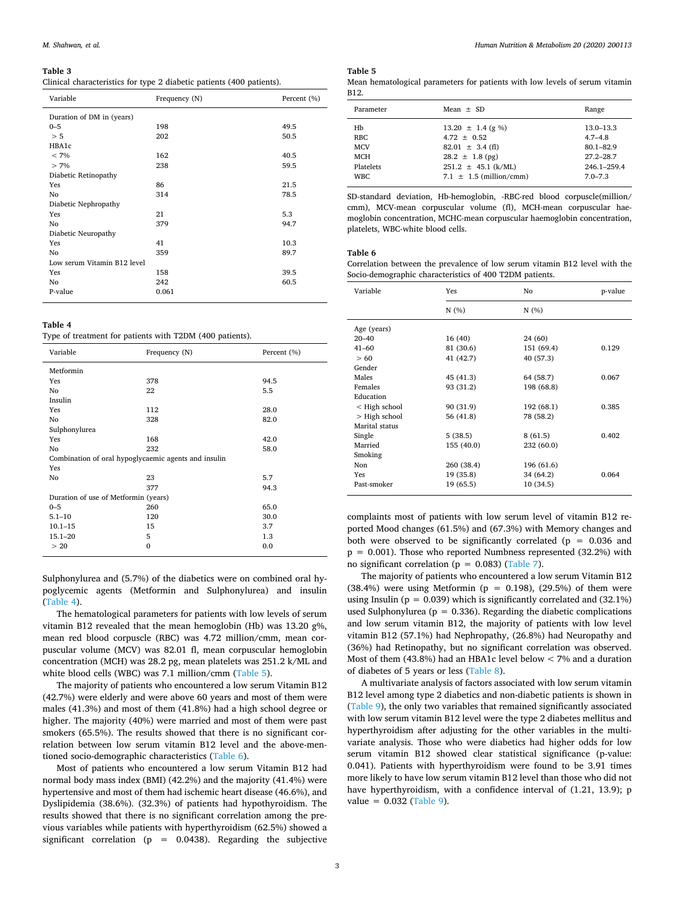**Table 3**
Clinical characteristics for type 2 diabetic patients (400 patients).

| Variable | Frequency (N) | Percent (%) |
|---|---|---|
| Duration of DM in (years) | | |
| 0–5 | 198 | 49.5 |
| > 5 | 202 | 50.5 |
| HBA1c | | |
| < 7% | 162 | 40.5 |
| > 7% | 238 | 59.5 |
| Diabetic Retinopathy | | |
| Yes | 86 | 21.5 |
| No | 314 | 78.5 |
| Diabetic Nephropathy | | |
| Yes | 21 | 5.3 |
| No | 379 | 94.7 |
| Diabetic Neuropathy | | |
| Yes | 41 | 10.3 |
| No | 359 | 89.7 |
| Low serum Vitamin B12 level | | |
| Yes | 158 | 39.5 |
| No | 242 | 60.5 |
| P-value | 0.061 | |

**Table 4**
Type of treatment for patients with T2DM (400 patients).

| Variable | Frequency (N) | Percent (%) |
|---|---|---|
| Metformin | | |
| Yes | 378 | 94.5 |
| No | 22 | 5.5 |
| Insulin | | |
| Yes | 112 | 28.0 |
| No | 328 | 82.0 |
| Sulphonylurea | | |
| Yes | 168 | 42.0 |
| No | 232 | 58.0 |
| Combination of oral hypoglycaemic agents and insulin | | |
| Yes | | |
| No | 23 | 5.7 |
| | 377 | 94.3 |
| Duration of use of Metformin (years) | | |
| 0–5 | 260 | 65.0 |
| 5.1–10 | 120 | 30.0 |
| 10.1–15 | 15 | 3.7 |
| 15.1–20 | 5 | 1.3 |
| > 20 | 0 | 0.0 |

Sulphonylurea and (5.7%) of the diabetics were on combined oral hypoglycemic agents (Metformin and Sulphonylurea) and insulin (Table 4).

The hematological parameters for patients with low levels of serum vitamin B12 revealed that the mean hemoglobin (Hb) was 13.20 g%, mean red blood corpuscle (RBC) was 4.72 million/cmm, mean corpuscular volume (MCV) was 82.01 fl, mean corpuscular hemoglobin concentration (MCH) was 28.2 pg, mean platelets was 251.2 k/ML and white blood cells (WBC) was 7.1 million/cmm (Table 5).

The majority of patients who encountered a low serum Vitamin B12 (42.7%) were elderly and were above 60 years and most of them were males (41.3%) and most of them (41.8%) had a high school degree or higher. The majority (40%) were married and most of them were past smokers (65.5%). The results showed that there is no significant correlation between low serum vitamin B12 level and the above-mentioned socio-demographic characteristics (Table 6).

Most of patients who encountered a low serum Vitamin B12 had normal body mass index (BMI) (42.2%) and the majority (41.4%) were hypertensive and most of them had ischemic heart disease (46.6%), and Dyslipidemia (38.6%). (32.3%) of patients had hypothyroidism. The results showed that there is no significant correlation among the previous variables while patients with hyperthyroidism (62.5%) showed a significant correlation ($p = 0.0438$). Regarding the subjective complaints most of patients with low serum level of vitamin B12 reported Mood changes (61.5%) and (67.3%) with Memory changes and both were observed to be significantly correlated ($p = 0.036$ and $p = 0.001$). Those who reported Numbness represented (32.2%) with no significant correlation ($p = 0.083$) (Table 7).

**Table 5**
Mean hematological parameters for patients with low levels of serum vitamin B12.

| Parameter | Mean ± SD | Range |
|---|---|---|
| Hb | 13.20 ± 1.4 (g %) | 13.0–13.3 |
| RBC | 4.72 ± 0.52 | 4.7–4.8 |
| MCV | 82.01 ± 3.4 (fl) | 80.1–82.9 |
| MCH | 28.2 ± 1.8 (pg) | 27.2–28.7 |
| Platelets | 251.2 ± 45.1 (k/ML) | 246.1–259.4 |
| WBC | 7.1 ± 1.5 (million/cmm) | 7.0–7.3 |

SD-standard deviation, Hb-hemoglobin, -RBC-red blood corpuscle(million/cmm), MCV-mean corpuscular volume (fl), MCH-mean corpuscular haemoglobin concentration, MCHC-mean corpuscular haemoglobin concentration, platelets, WBC-white blood cells.

**Table 6**
Correlation between the prevalence of low serum vitamin B12 level with the Socio-demographic characteristics of 400 T2DM patients.

| Variable | Yes | No | p-value |
|---|---|---|---|
| | N (%) | N (%) | |
| Age (years) | | | |
| 20–40 | 16 (40) | 24 (60) | |
| 41–60 | 81 (30.6) | 151 (69.4) | 0.129 |
| > 60 | 41 (42.7) | 40 (57.3) | |
| Gender | | | |
| Males | 45 (41.3) | 64 (58.7) | 0.067 |
| Females | 93 (31.2) | 198 (68.8) | |
| Education | | | |
| < High school | 90 (31.9) | 192 (68.1) | 0.385 |
| > High school | 56 (41.8) | 78 (58.2) | |
| Marital status | | | |
| Single | 5 (38.5) | 8 (61.5) | 0.402 |
| Married | 155 (40.0) | 232 (60.0) | |
| Smoking | | | |
| Non | 260 (38.4) | 196 (61.6) | |
| Yes | 19 (35.8) | 34 (64.2) | 0.064 |
| Past-smoker | 19 (65.5) | 10 (34.5) | |

The majority of patients who encountered a low serum Vitamin B12 (38.4%) were using Metformin ($p = 0.198$), (29.5%) of them were using Insulin ($p = 0.039$) which is significantly correlated and (32.1%) used Sulphonylurea ($p = 0.336$). Regarding the diabetic complications and low serum vitamin B12, the majority of patients with low level vitamin B12 (57.1%) had Nephropathy, (26.8%) had Neuropathy and (36%) had Retinopathy, but no significant correlation was observed. Most of them (43.8%) had an HBA1c level below < 7% and a duration of diabetes of 5 years or less (Table 8).

A multivariate analysis of factors associated with low serum vitamin B12 level among type 2 diabetics and non-diabetic patients is shown in (Table 9), the only two variables that remained significantly associated with low serum vitamin B12 level were the type 2 diabetes mellitus and hyperthyroidism after adjusting for the other variables in the multivariate analysis. Those who were diabetics had higher odds for low serum vitamin B12 showed clear statistical significance (p-value: 0.041). Patients with hyperthyroidism were found to be 3.91 times more likely to have low serum vitamin B12 level than those who did not have hyperthyroidism, with a confidence interval of (1.21, 13.9); p value = 0.032 (Table 9).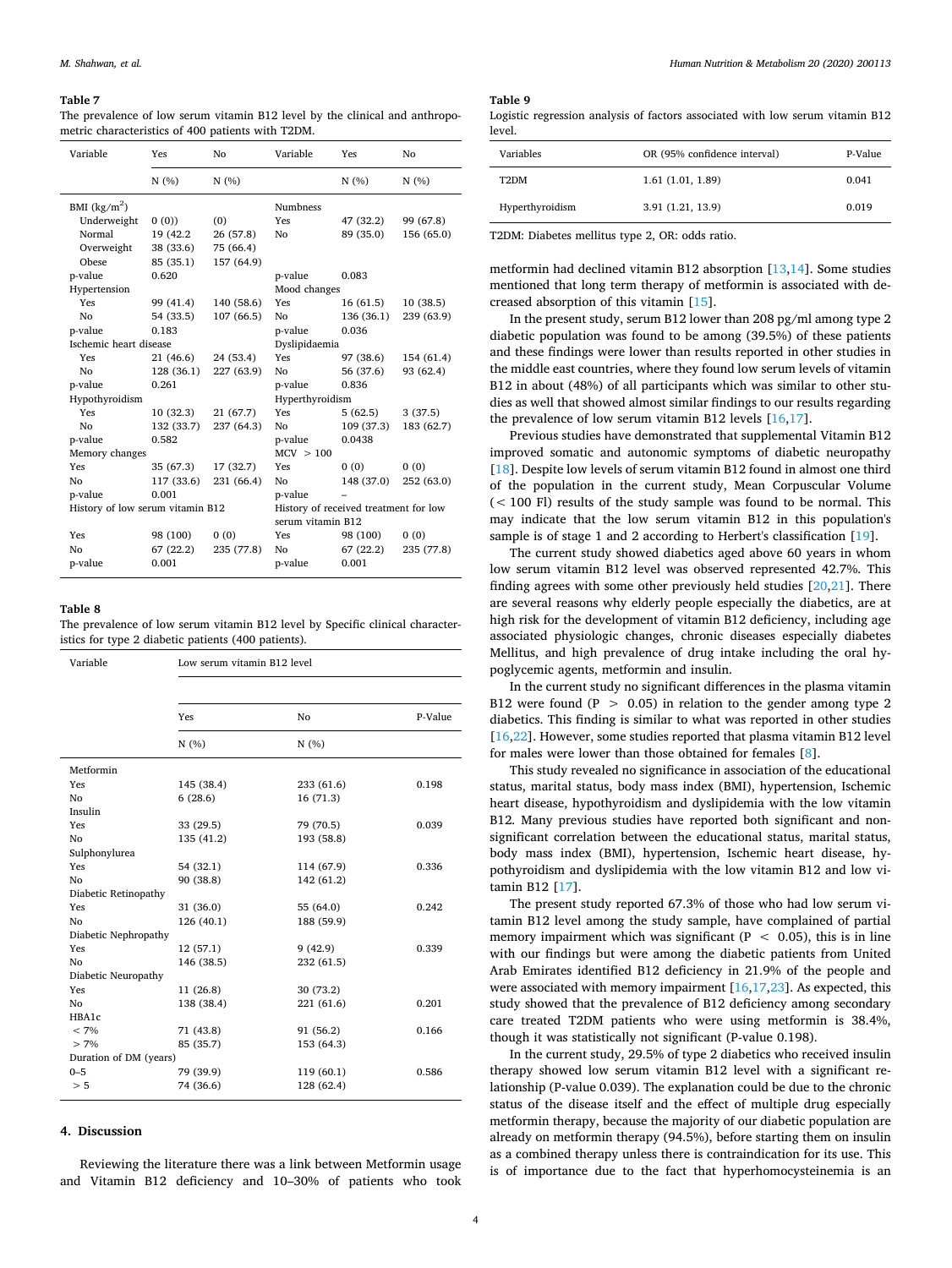**Table 7**
The prevalence of low serum vitamin B12 level by the clinical and anthropometric characteristics of 400 patients with T2DM.

| Variable | Yes | No | Variable | Yes | No |
|---|---|---|---|---|---|
| | N (%) | N (%) | | N (%) | N (%) |
| BMI (kg/m$^2$) | | | Numbness | | |
| Underweight | 0 (0)) | (0) | Yes | 47 (32.2) | 99 (67.8) |
| Normal | 19 (42.2 | 26 (57.8) | No | 89 (35.0) | 156 (65.0) |
| Overweight | 38 (33.6) | 75 (66.4) | | | |
| Obese | 85 (35.1) | 157 (64.9) | | | |
| p-value | 0.620 | | p-value | 0.083 | |
| Hypertension | | | Mood changes | | |
| Yes | 99 (41.4) | 140 (58.6) | Yes | 16 (61.5) | 10 (38.5) |
| No | 54 (33.5) | 107 (66.5) | No | 136 (36.1) | 239 (63.9) |
| p-value | 0.183 | | p-value | 0.036 | |
| Ischemic heart disease | | | Dyslipidaemia | | |
| Yes | 21 (46.6) | 24 (53.4) | Yes | 97 (38.6) | 154 (61.4) |
| No | 128 (36.1) | 227 (63.9) | No | 56 (37.6) | 93 (62.4) |
| p-value | 0.261 | | p-value | 0.836 | |
| Hypothyroidism | | | Hyperthyroidism | | |
| Yes | 10 (32.3) | 21 (67.7) | Yes | 5 (62.5) | 3 (37.5) |
| No | 132 (33.7) | 237 (64.3) | No | 109 (37.3) | 183 (62.7) |
| p-value | 0.582 | | p-value | 0.0438 | |
| Memory changes | | | MCV > 100 | | |
| Yes | 35 (67.3) | 17 (32.7) | Yes | 0 (0) | 0 (0) |
| No | 117 (33.6) | 231 (66.4) | No | 148 (37.0) | 252 (63.0) |
| p-value | 0.001 | | p-value | – | |
| History of low serum vitamin B12 | | | History of received treatment for low serum vitamin B12 | | |
| Yes | 98 (100) | 0 (0) | Yes | 98 (100) | 0 (0) |
| No | 67 (22.2) | 235 (77.8) | No | 67 (22.2) | 235 (77.8) |
| p-value | 0.001 | | p-value | 0.001 | |

**Table 8**
The prevalence of low serum vitamin B12 level by Specific clinical characteristics for type 2 diabetic patients (400 patients).

| Variable | Low serum vitamin B12 level | | |
|---|---|---|---|
| | Yes | No | P-Value |
| | N (%) | N (%) | |
| Metformin | | | |
| Yes | 145 (38.4) | 233 (61.6) | 0.198 |
| No | 6 (28.6) | 16 (71.3) | |
| Insulin | | | |
| Yes | 33 (29.5) | 79 (70.5) | 0.039 |
| No | 135 (41.2) | 193 (58.8) | |
| Sulphonylurea | | | |
| Yes | 54 (32.1) | 114 (67.9) | 0.336 |
| No | 90 (38.8) | 142 (61.2) | |
| Diabetic Retinopathy | | | |
| Yes | 31 (36.0) | 55 (64.0) | 0.242 |
| No | 126 (40.1) | 188 (59.9) | |
| Diabetic Nephropathy | | | |
| Yes | 12 (57.1) | 9 (42.9) | 0.339 |
| No | 146 (38.5) | 232 (61.5) | |
| Diabetic Neuropathy | | | |
| Yes | 11 (26.8) | 30 (73.2) | |
| No | 138 (38.4) | 221 (61.6) | 0.201 |
| HBA1c | | | |
| < 7% | 71 (43.8) | 91 (56.2) | 0.166 |
| > 7% | 85 (35.7) | 153 (64.3) | |
| Duration of DM (years) | | | |
| 0–5 | 79 (39.9) | 119 (60.1) | 0.586 |
| > 5 | 74 (36.6) | 128 (62.4) | |

**Table 9**
Logistic regression analysis of factors associated with low serum vitamin B12 level.

| Variables | OR (95% confidence interval) | P-Value |
|---|---|---|
| T2DM | 1.61 (1.01, 1.89) | 0.041 |
| Hyperthyroidism | 3.91 (1.21, 13.9) | 0.019 |

T2DM: Diabetes mellitus type 2, OR: odds ratio.

## 4. Discussion

Reviewing the literature there was a link between Metformin usage and Vitamin B12 deficiency and 10–30% of patients who took metformin had declined vitamin B12 absorption [13,14]. Some studies mentioned that long term therapy of metformin is associated with decreased absorption of this vitamin [15].

In the present study, serum B12 lower than 208 pg/ml among type 2 diabetic population was found to be among (39.5%) of these patients and these findings were lower than results reported in other studies in the middle east countries, where they found low serum levels of vitamin B12 in about (48%) of all participants which was similar to other studies as well that showed almost similar findings to our results regarding the prevalence of low serum vitamin B12 levels [16,17].

Previous studies have demonstrated that supplemental Vitamin B12 improved somatic and autonomic symptoms of diabetic neuropathy [18]. Despite low levels of serum vitamin B12 found in almost one third of the population in the current study, Mean Corpuscular Volume (< 100 Fl) results of the study sample was found to be normal. This may indicate that the low serum vitamin B12 in this population's sample is of stage 1 and 2 according to Herbert's classification [19].

The current study showed diabetics aged above 60 years in whom low serum vitamin B12 level was observed represented 42.7%. This finding agrees with some other previously held studies [20,21]. There are several reasons why elderly people especially the diabetics, are at high risk for the development of vitamin B12 deficiency, including age associated physiologic changes, chronic diseases especially diabetes Mellitus, and high prevalence of drug intake including the oral hypoglycemic agents, metformin and insulin.

In the current study no significant differences in the plasma vitamin B12 were found ($P > 0.05$) in relation to the gender among type 2 diabetics. This finding is similar to what was reported in other studies [16,22]. However, some studies reported that plasma vitamin B12 level for males were lower than those obtained for females [8].

This study revealed no significance in association of the educational status, marital status, body mass index (BMI), hypertension, Ischemic heart disease, hypothyroidism and dyslipidemia with the low vitamin B12. Many previous studies have reported both significant and non-significant correlation between the educational status, marital status, body mass index (BMI), hypertension, Ischemic heart disease, hypothyroidism and dyslipidemia with the low vitamin B12 and low vitamin B12 [17].

The present study reported 67.3% of those who had low serum vitamin B12 level among the study sample, have complained of partial memory impairment which was significant ($P < 0.05$), this is in line with our findings but were among the diabetic patients from United Arab Emirates identified B12 deficiency in 21.9% of the people and were associated with memory impairment [16,17,23]. As expected, this study showed that the prevalence of B12 deficiency among secondary care treated T2DM patients who were using metformin is 38.4%, though it was statistically not significant (P-value 0.198).

In the current study, 29.5% of type 2 diabetics who received insulin therapy showed low serum vitamin B12 level with a significant relationship (P-value 0.039). The explanation could be due to the chronic status of the disease itself and the effect of multiple drug especially metformin therapy, because the majority of our diabetic population are already on metformin therapy (94.5%), before starting them on insulin as a combined therapy unless there is contraindication for its use. This is of importance due to the fact that hyperhomocysteinemia is an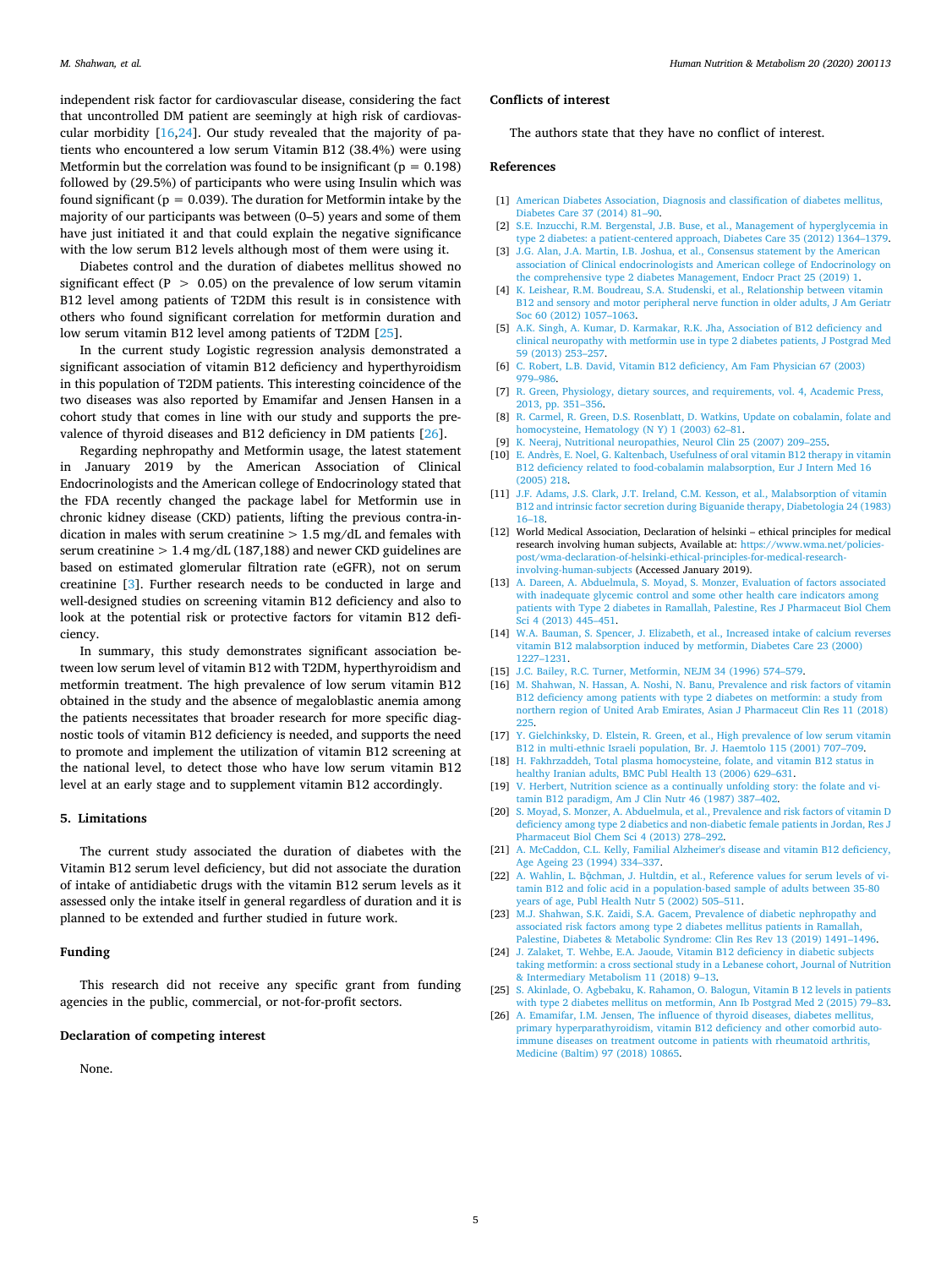independent risk factor for cardiovascular disease, considering the fact that uncontrolled DM patient are seemingly at high risk of cardiovascular morbidity [16,24]. Our study revealed that the majority of patients who encountered a low serum Vitamin B12 (38.4%) were using Metformin but the correlation was found to be insignificant ($p = 0.198$) followed by (29.5%) of participants who were using Insulin which was found significant ($p = 0.039$). The duration for Metformin intake by the majority of our participants was between (0–5) years and some of them have just initiated it and that could explain the negative significance with the low serum B12 levels although most of them were using it.

Diabetes control and the duration of diabetes mellitus showed no significant effect ($P > 0.05$) on the prevalence of low serum vitamin B12 level among patients of T2DM this result is in consistence with others who found significant correlation for metformin duration and low serum vitamin B12 level among patients of T2DM [25].

In the current study Logistic regression analysis demonstrated a significant association of vitamin B12 deficiency and hyperthyroidism in this population of T2DM patients. This interesting coincidence of the two diseases was also reported by Emamifar and Jensen Hansen in a cohort study that comes in line with our study and supports the prevalence of thyroid diseases and B12 deficiency in DM patients [26].

Regarding nephropathy and Metformin usage, the latest statement in January 2019 by the American Association of Clinical Endocrinologists and the American college of Endocrinology stated that the FDA recently changed the package label for Metformin use in chronic kidney disease (CKD) patients, lifting the previous contra-indication in males with serum creatinine > 1.5 mg/dL and females with serum creatinine > 1.4 mg/dL (187,188) and newer CKD guidelines are based on estimated glomerular filtration rate (eGFR), not on serum creatinine [3]. Further research needs to be conducted in large and well-designed studies on screening vitamin B12 deficiency and also to look at the potential risk or protective factors for vitamin B12 deficiency.

In summary, this study demonstrates significant association between low serum level of vitamin B12 with T2DM, hyperthyroidism and metformin treatment. The high prevalence of low serum vitamin B12 obtained in the study and the absence of megaloblastic anemia among the patients necessitates that broader research for more specific diagnostic tools of vitamin B12 deficiency is needed, and supports the need to promote and implement the utilization of vitamin B12 screening at the national level, to detect those who have low serum vitamin B12 level at an early stage and to supplement vitamin B12 accordingly.

## 5. Limitations

The current study associated the duration of diabetes with the Vitamin B12 serum level deficiency, but did not associate the duration of intake of antidiabetic drugs with the vitamin B12 serum levels as it assessed only the intake itself in general regardless of duration and it is planned to be extended and further studied in future work.

## Funding

This research did not receive any specific grant from funding agencies in the public, commercial, or not-for-profit sectors.

## Declaration of competing interest

None.

## Conflicts of interest

The authors state that they have no conflict of interest.

## References

[1] American Diabetes Association, Diagnosis and classification of diabetes mellitus, Diabetes Care 37 (2014) 81–90.

[2] S.E. Inzucchi, R.M. Bergenstal, J.B. Buse, et al., Management of hyperglycemia in type 2 diabetes: a patient-centered approach, Diabetes Care 35 (2012) 1364–1379.

[3] J.G. Alan, J.A. Martin, I.B. Joshua, et al., Consensus statement by the American association of Clinical endocrinologists and American college of Endocrinology on the comprehensive type 2 diabetes Management, Endocr Pract 25 (2019) 1.

[4] K. Leishear, R.M. Boudreau, S.A. Studenski, et al., Relationship between vitamin B12 and sensory and motor peripheral nerve function in older adults, J Am Geriatr Soc 60 (2012) 1057–1063.

[5] A.K. Singh, A. Kumar, D. Karmakar, R.K. Jha, Association of B12 deficiency and clinical neuropathy with metformin use in type 2 diabetes patients, J Postgrad Med 59 (2013) 253–257.

[6] C. Robert, L.B. David, Vitamin B12 deficiency, Am Fam Physician 67 (2003) 979–986.

[7] R. Green, Physiology, dietary sources, and requirements, vol. 4, Academic Press, 2013, pp. 351–356.

[8] R. Carmel, R. Green, D.S. Rosenblatt, D. Watkins, Update on cobalamin, folate and homocysteine, Hematology (N Y) 1 (2003) 62–81.

[9] K. Neeraj, Nutritional neuropathies, Neurol Clin 25 (2007) 209–255.

[10] E. Andrès, E. Noel, G. Kaltenbach, Usefulness of oral vitamin B12 therapy in vitamin B12 deficiency related to food-cobalamin malabsorption, Eur J Intern Med 16 (2005) 218.

[11] J.F. Adams, J.S. Clark, J.T. Ireland, C.M. Kesson, et al., Malabsorption of vitamin B12 and intrinsic factor secretion during Biguanide therapy, Diabetologia 24 (1983) 16–18.

[12] World Medical Association, Declaration of helsinki – ethical principles for medical research involving human subjects, Available at: https://www.wma.net/policies-post/wma-declaration-of-helsinki-ethical-principles-for-medical-research-involving-human-subjects (Accessed January 2019).

[13] A. Dareen, A. Abduelmula, S. Moyad, S. Monzer, Evaluation of factors associated with inadequate glycemic control and some other health care indicators among patients with Type 2 diabetes in Ramallah, Palestine, Res J Pharmaceut Biol Chem Sci 4 (2013) 445–451.

[14] W.A. Bauman, S. Spencer, J. Elizabeth, et al., Increased intake of calcium reverses vitamin B12 malabsorption induced by metformin, Diabetes Care 23 (2000) 1227–1231.

[15] J.C. Bailey, R.C. Turner, Metformin, NEJM 34 (1996) 574–579.

[16] M. Shahwan, N. Hassan, A. Noshi, N. Banu, Prevalence and risk factors of vitamin B12 deficiency among patients with type 2 diabetes on metformin: a study from northern region of United Arab Emirates, Asian J Pharmaceut Clin Res 11 (2018) 225.

[17] Y. Gielchinksky, D. Elstein, R. Green, et al., High prevalence of low serum vitamin B12 in multi-ethnic Israeli population, Br. J. Haemtolo 115 (2001) 707–709.

[18] H. Fakhrzaddeh, Total plasma homocysteine, folate, and vitamin B12 status in healthy Iranian adults, BMC Publ Health 13 (2006) 629–631.

[19] V. Herbert, Nutrition science as a continually unfolding story: the folate and vitamin B12 paradigm, Am J Clin Nutr 46 (1987) 387–402.

[20] S. Moyad, S. Monzer, A. Abduelmula, et al., Prevalence and risk factors of vitamin D deficiency among type 2 diabetics and non-diabetic female patients in Jordan, Res J Pharmaceut Biol Chem Sci 4 (2013) 278–292.

[21] A. McCaddon, C.L. Kelly, Familial Alzheimer's disease and vitamin B12 deficiency, Age Ageing 23 (1994) 334–337.

[22] A. Wahlin, L. Bộchman, J. Hultdin, et al., Reference values for serum levels of vitamin B12 and folic acid in a population-based sample of adults between 35-80 years of age, Publ Health Nutr 5 (2002) 505–511.

[23] M.J. Shahwan, S.K. Zaidi, S.A. Gacem, Prevalence of diabetic nephropathy and associated risk factors among type 2 diabetes mellitus patients in Ramallah, Palestine, Diabetes & Metabolic Syndrome: Clin Res Rev 13 (2019) 1491–1496.

[24] J. Zalaket, T. Wehbe, E.A. Jaoude, Vitamin B12 deficiency in diabetic subjects taking metformin: a cross sectional study in a Lebanese cohort, Journal of Nutrition & Intermediary Metabolism 11 (2018) 9–13.

[25] S. Akinlade, O. Agbebaku, K. Rahamon, O. Balogun, Vitamin B 12 levels in patients with type 2 diabetes mellitus on metformin, Ann Ib Postgrad Med 2 (2015) 79–83.

[26] A. Emamifar, I.M. Jensen, The influence of thyroid diseases, diabetes mellitus, primary hyperparathyroidism, vitamin B12 deficiency and other comorbid autoimmune diseases on treatment outcome in patients with rheumatoid arthritis, Medicine (Baltim) 97 (2018) 10865.